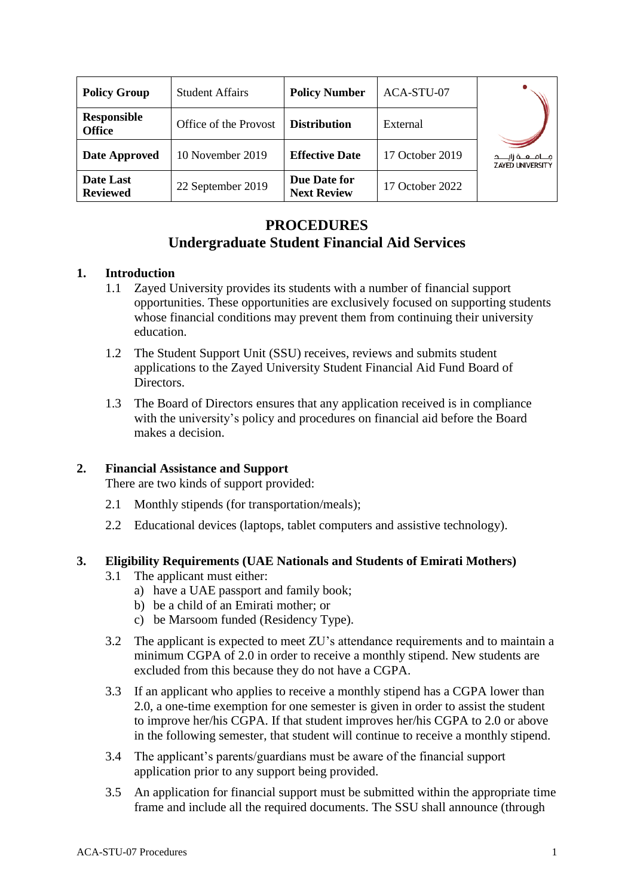| Policy Group | Student Affairs | Policy Number | ACA-STU-07 | جـامـعـة زايـد ZAYED UNIVERSITY |
|---|---|---|---|---|
| Responsible Office | Office of the Provost | Distribution | External | |
| Date Approved | 10 November 2019 | Effective Date | 17 October 2019 | |
| Date Last Reviewed | 22 September 2019 | Due Date for Next Review | 17 October 2022 | |

# PROCEDURES
## Undergraduate Student Financial Aid Services

### 1. Introduction

1.1 Zayed University provides its students with a number of financial support opportunities. These opportunities are exclusively focused on supporting students whose financial conditions may prevent them from continuing their university education.

1.2 The Student Support Unit (SSU) receives, reviews and submits student applications to the Zayed University Student Financial Aid Fund Board of Directors.

1.3 The Board of Directors ensures that any application received is in compliance with the university's policy and procedures on financial aid before the Board makes a decision.

### 2. Financial Assistance and Support

There are two kinds of support provided:

2.1 Monthly stipends (for transportation/meals);

2.2 Educational devices (laptops, tablet computers and assistive technology).

### 3. Eligibility Requirements (UAE Nationals and Students of Emirati Mothers)

3.1 The applicant must either:
- a) have a UAE passport and family book;
- b) be a child of an Emirati mother; or
- c) be Marsoom funded (Residency Type).

3.2 The applicant is expected to meet ZU's attendance requirements and to maintain a minimum CGPA of 2.0 in order to receive a monthly stipend. New students are excluded from this because they do not have a CGPA.

3.3 If an applicant who applies to receive a monthly stipend has a CGPA lower than 2.0, a one-time exemption for one semester is given in order to assist the student to improve her/his CGPA. If that student improves her/his CGPA to 2.0 or above in the following semester, that student will continue to receive a monthly stipend.

3.4 The applicant's parents/guardians must be aware of the financial support application prior to any support being provided.

3.5 An application for financial support must be submitted within the appropriate time frame and include all the required documents. The SSU shall announce (through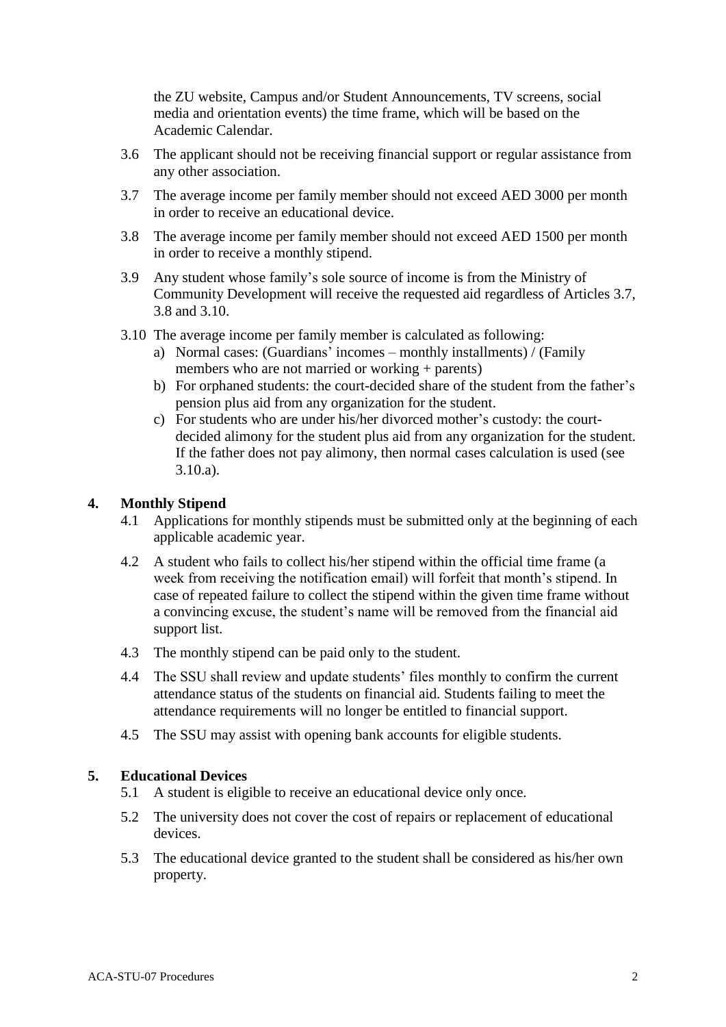the ZU website, Campus and/or Student Announcements, TV screens, social media and orientation events) the time frame, which will be based on the Academic Calendar.

3.6 The applicant should not be receiving financial support or regular assistance from any other association.

3.7 The average income per family member should not exceed AED 3000 per month in order to receive an educational device.

3.8 The average income per family member should not exceed AED 1500 per month in order to receive a monthly stipend.

3.9 Any student whose family's sole source of income is from the Ministry of Community Development will receive the requested aid regardless of Articles 3.7, 3.8 and 3.10.

3.10 The average income per family member is calculated as following:

a) Normal cases: (Guardians' incomes – monthly installments) / (Family members who are not married or working + parents)

b) For orphaned students: the court-decided share of the student from the father's pension plus aid from any organization for the student.

c) For students who are under his/her divorced mother's custody: the court-decided alimony for the student plus aid from any organization for the student. If the father does not pay alimony, then normal cases calculation is used (see 3.10.a).

## 4. Monthly Stipend

4.1 Applications for monthly stipends must be submitted only at the beginning of each applicable academic year.

4.2 A student who fails to collect his/her stipend within the official time frame (a week from receiving the notification email) will forfeit that month's stipend. In case of repeated failure to collect the stipend within the given time frame without a convincing excuse, the student's name will be removed from the financial aid support list.

4.3 The monthly stipend can be paid only to the student.

4.4 The SSU shall review and update students' files monthly to confirm the current attendance status of the students on financial aid. Students failing to meet the attendance requirements will no longer be entitled to financial support.

4.5 The SSU may assist with opening bank accounts for eligible students.

## 5. Educational Devices

5.1 A student is eligible to receive an educational device only once.

5.2 The university does not cover the cost of repairs or replacement of educational devices.

5.3 The educational device granted to the student shall be considered as his/her own property.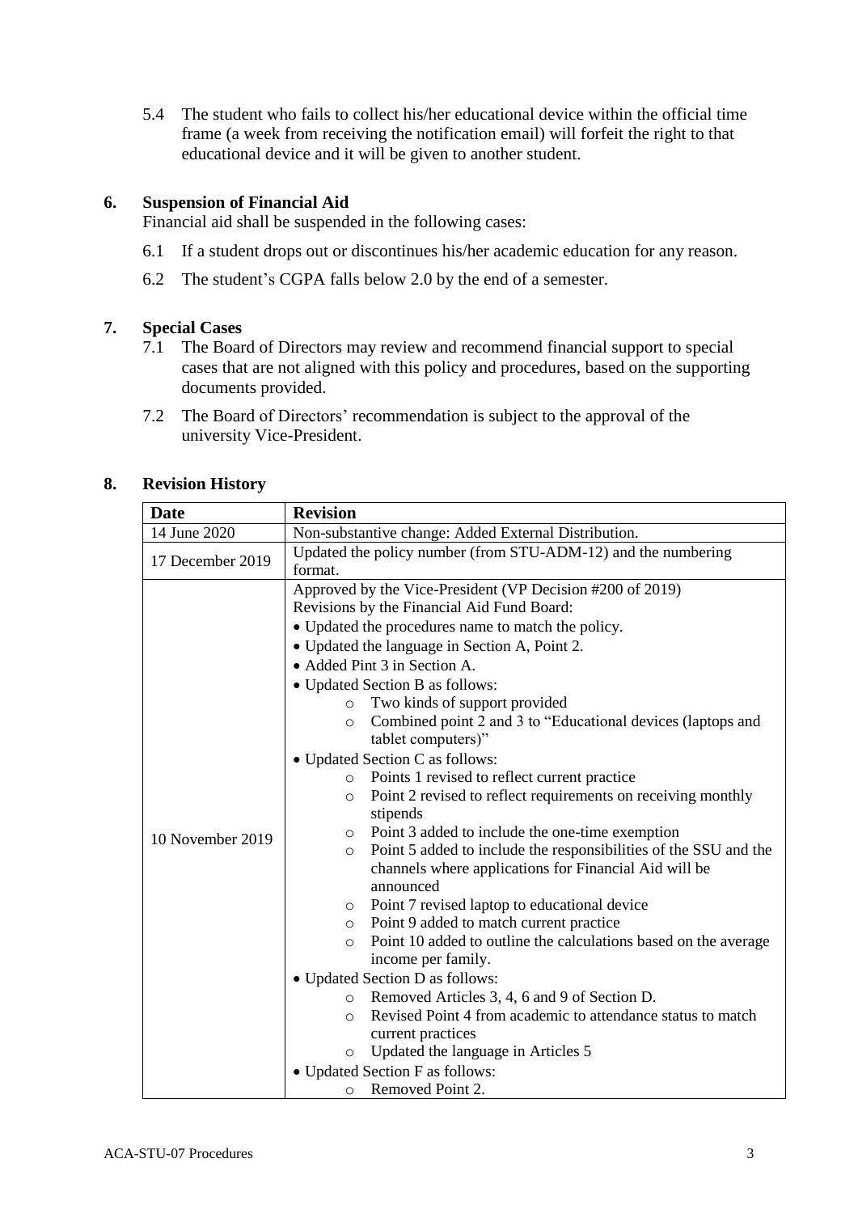5.4 The student who fails to collect his/her educational device within the official time frame (a week from receiving the notification email) will forfeit the right to that educational device and it will be given to another student.

## 6. Suspension of Financial Aid

Financial aid shall be suspended in the following cases:

6.1 If a student drops out or discontinues his/her academic education for any reason.

6.2 The student's CGPA falls below 2.0 by the end of a semester.

## 7. Special Cases

7.1 The Board of Directors may review and recommend financial support to special cases that are not aligned with this policy and procedures, based on the supporting documents provided.

7.2 The Board of Directors' recommendation is subject to the approval of the university Vice-President.

## 8. Revision History

| Date | Revision |
|---|---|
| 14 June 2020 | Non-substantive change: Added External Distribution. |
| 17 December 2019 | Updated the policy number (from STU-ADM-12) and the numbering format. |
| 10 November 2019 | Approved by the Vice-President (VP Decision #200 of 2019)<br>Revisions by the Financial Aid Fund Board:<br>• Updated the procedures name to match the policy.<br>• Updated the language in Section A, Point 2.<br>• Added Pint 3 in Section A.<br>• Updated Section B as follows:<br>o Two kinds of support provided<br>o Combined point 2 and 3 to "Educational devices (laptops and tablet computers)"<br>• Updated Section C as follows:<br>o Points 1 revised to reflect current practice<br>o Point 2 revised to reflect requirements on receiving monthly stipends<br>o Point 3 added to include the one-time exemption<br>o Point 5 added to include the responsibilities of the SSU and the channels where applications for Financial Aid will be announced<br>o Point 7 revised laptop to educational device<br>o Point 9 added to match current practice<br>o Point 10 added to outline the calculations based on the average income per family.<br>• Updated Section D as follows:<br>o Removed Articles 3, 4, 6 and 9 of Section D.<br>o Revised Point 4 from academic to attendance status to match current practices<br>o Updated the language in Articles 5<br>• Updated Section F as follows:<br>o Removed Point 2. |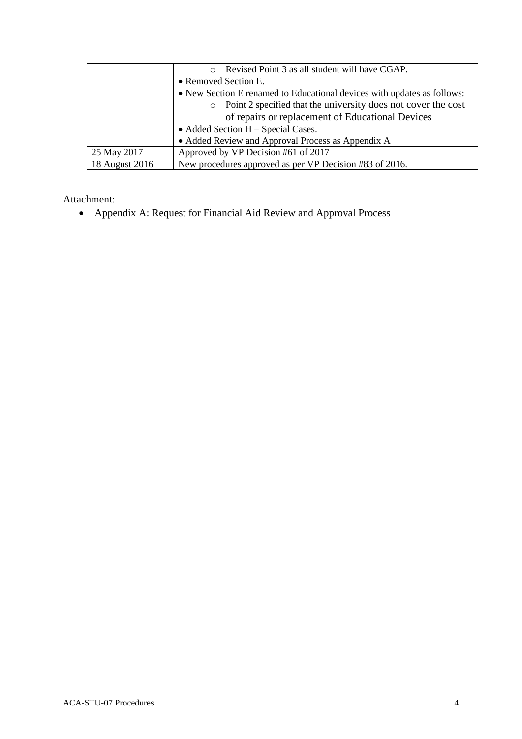| | |
|---|---|
| | ○ Revised Point 3 as all student will have CGAP.<br>• Removed Section E.<br>• New Section E renamed to Educational devices with updates as follows:<br>○ Point 2 specified that the university does not cover the cost of repairs or replacement of Educational Devices<br>• Added Section H – Special Cases.<br>• Added Review and Approval Process as Appendix A |
| 25 May 2017 | Approved by VP Decision #61 of 2017 |
| 18 August 2016 | New procedures approved as per VP Decision #83 of 2016. |

Attachment:

- Appendix A: Request for Financial Aid Review and Approval Process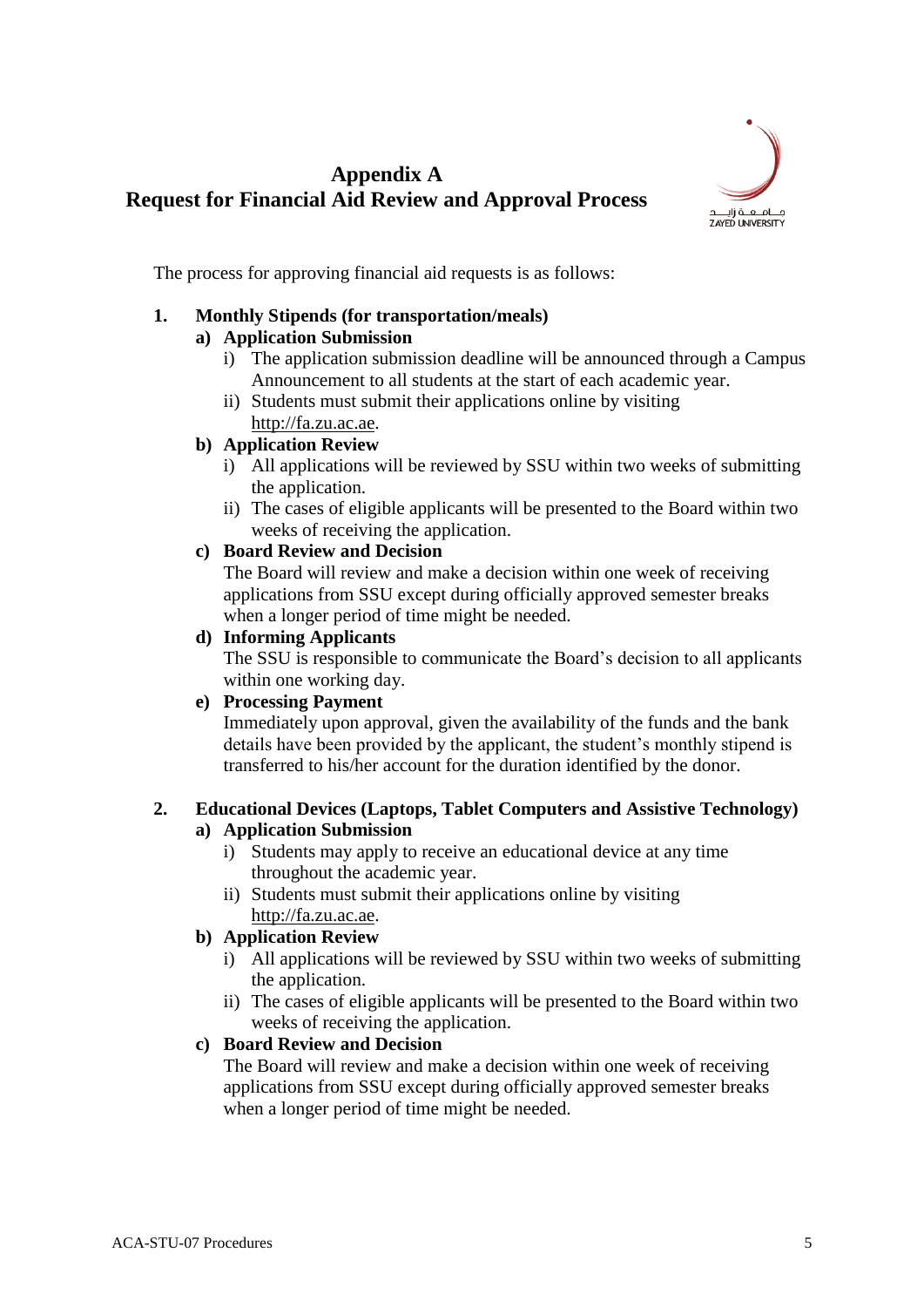# Appendix A
## Request for Financial Aid Review and Approval Process

The process for approving financial aid requests is as follows:

1. **Monthly Stipends (for transportation/meals)**
   - **a) Application Submission**
     - i) The application submission deadline will be announced through a Campus Announcement to all students at the start of each academic year.
     - ii) Students must submit their applications online by visiting http://fa.zu.ac.ae.
   - **b) Application Review**
     - i) All applications will be reviewed by SSU within two weeks of submitting the application.
     - ii) The cases of eligible applicants will be presented to the Board within two weeks of receiving the application.
   - **c) Board Review and Decision**

     The Board will review and make a decision within one week of receiving applications from SSU except during officially approved semester breaks when a longer period of time might be needed.
   - **d) Informing Applicants**

     The SSU is responsible to communicate the Board's decision to all applicants within one working day.
   - **e) Processing Payment**

     Immediately upon approval, given the availability of the funds and the bank details have been provided by the applicant, the student's monthly stipend is transferred to his/her account for the duration identified by the donor.

2. **Educational Devices (Laptops, Tablet Computers and Assistive Technology)**
   - **a) Application Submission**
     - i) Students may apply to receive an educational device at any time throughout the academic year.
     - ii) Students must submit their applications online by visiting http://fa.zu.ac.ae.
   - **b) Application Review**
     - i) All applications will be reviewed by SSU within two weeks of submitting the application.
     - ii) The cases of eligible applicants will be presented to the Board within two weeks of receiving the application.
   - **c) Board Review and Decision**

     The Board will review and make a decision within one week of receiving applications from SSU except during officially approved semester breaks when a longer period of time might be needed.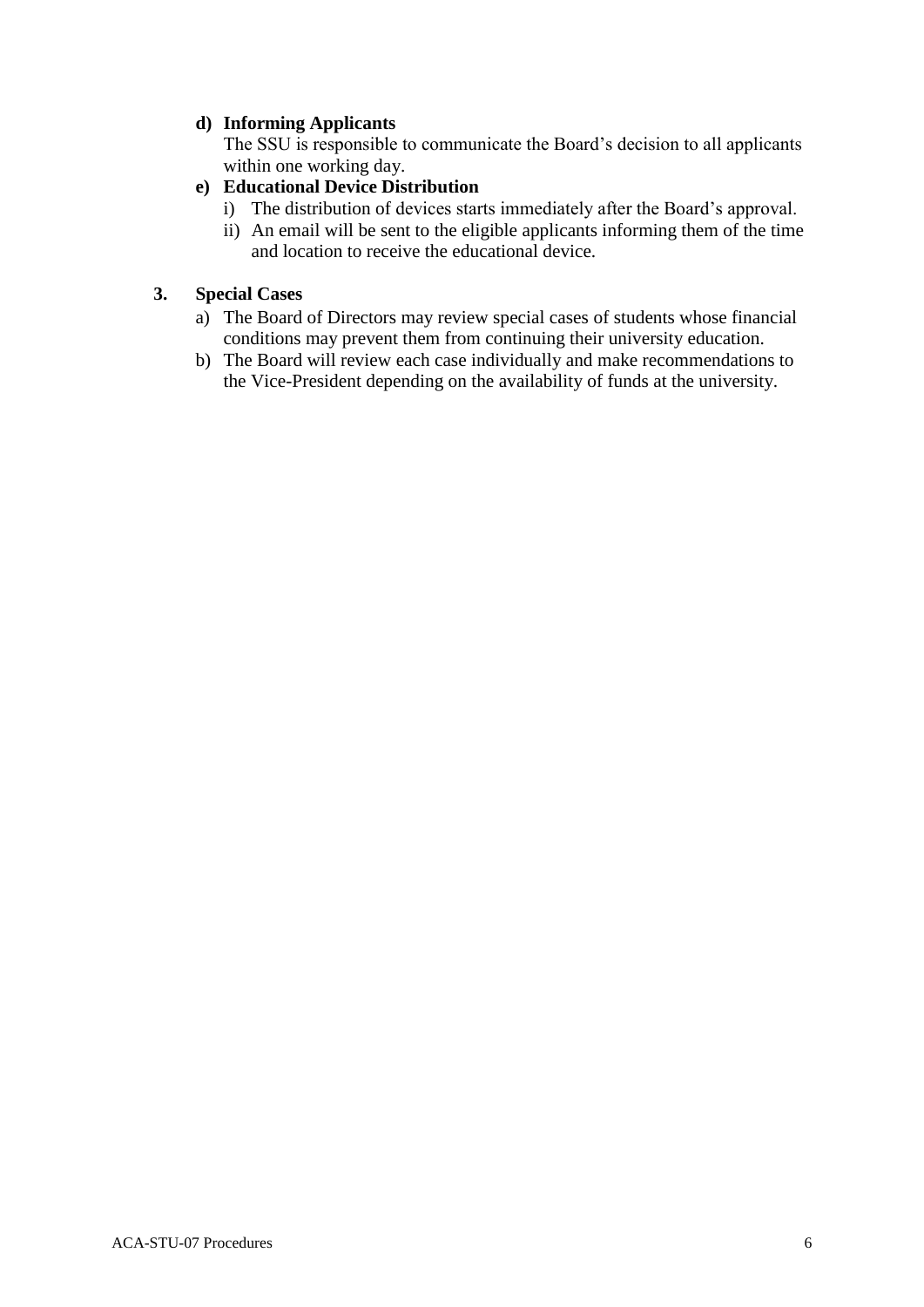**d) Informing Applicants**

The SSU is responsible to communicate the Board's decision to all applicants within one working day.

**e) Educational Device Distribution**

i) The distribution of devices starts immediately after the Board's approval.

ii) An email will be sent to the eligible applicants informing them of the time and location to receive the educational device.

## 3. Special Cases

a) The Board of Directors may review special cases of students whose financial conditions may prevent them from continuing their university education.

b) The Board will review each case individually and make recommendations to the Vice-President depending on the availability of funds at the university.